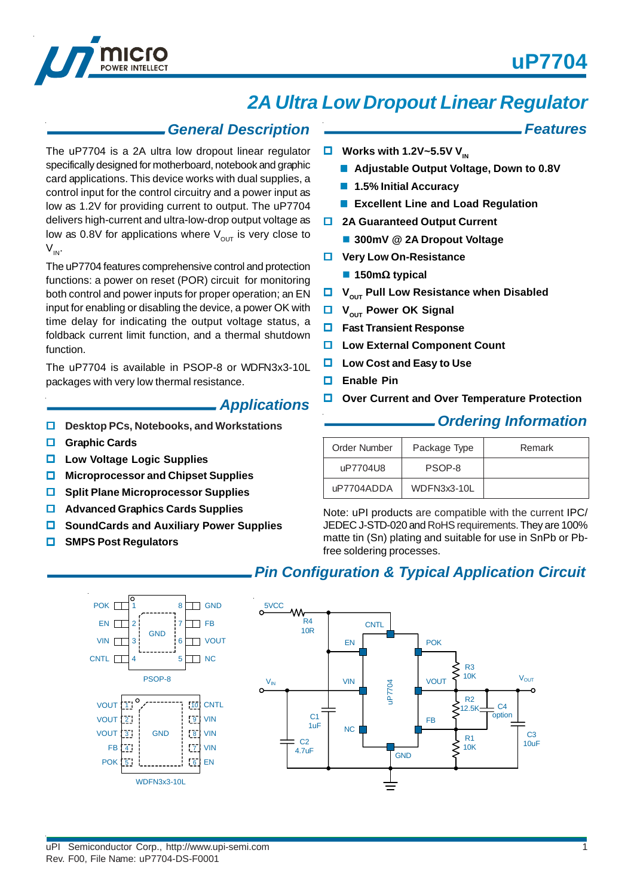# uP7704

## 2A Ultra Low Dropout Linear Regulator

## General Description

The uP7704 is a 2A ultra low dropout linear regulator specifically designed for motherboard, notebook and graphic card applications. This device works with dual supplies, a control input for the control circuitry and a power input as low as 1.2V for providing current to output. The uP7704 delivers high-current and ultra-low-drop output voltage as low as 0.8V for applications where $V_{OUT}$ is very close to $V_{IN}$.

The uP7704 features comprehensive control and protection functions: a power on reset (POR) circuit for monitoring both control and power inputs for proper operation; an EN input for enabling or disabling the device, a power OK with time delay for indicating the output voltage status, a foldback current limit function, and a thermal shutdown function.

The uP7704 is available in PSOP-8 or WDFN3x3-10L packages with very low thermal resistance.

## Applications

- **Desktop PCs, Notebooks, and Workstations**
- **Graphic Cards**
- **Low Voltage Logic Supplies**
- **Microprocessor and Chipset Supplies**
- **Split Plane Microprocessor Supplies**
- **Advanced Graphics Cards Supplies**
- **SoundCards and Auxiliary Power Supplies**
- **SMPS Post Regulators**

## Features

- **Works with 1.2V~5.5V $V_{IN}$**
  - **Adjustable Output Voltage, Down to 0.8V**
  - **1.5% Initial Accuracy**
  - **Excellent Line and Load Regulation**
- **2A Guaranteed Output Current**
  - **300mV @ 2A Dropout Voltage**
- **Very Low On-Resistance**
  - **150mΩ typical**
- **$V_{OUT}$ Pull Low Resistance when Disabled**
- **$V_{OUT}$ Power OK Signal**
- **Fast Transient Response**
- **Low External Component Count**
- **Low Cost and Easy to Use**
- **Enable Pin**
- **Over Current and Over Temperature Protection**

## Ordering Information

| Order Number | Package Type | Remark |
|---|---|---|
| uP7704U8 | PSOP-8 | |
| uP7704ADDA | WDFN3x3-10L | |

Note: uPI products are compatible with the current IPC/ JEDEC J-STD-020 and RoHS requirements. They are 100% matte tin (Sn) plating and suitable for use in SnPb or Pb-free soldering processes.

## Pin Configuration & Typical Application Circuit

PSOP-8: 1 POK, 2 EN, 3 VIN, 4 CNTL, 5 NC, 6 VOUT, 7 FB, 8 GND (exposed pad: GND)

WDFN3x3-10L: 1 VOUT, 2 VOUT, 3 VOUT, 4 FB, 5 POK, 6 EN, 7 VIN, 8 VIN, 9 VIN, 10 CNTL (exposed pad: GND)

Typical application circuit: 5VCC, R4 10R, CNTL, EN, POK, $V_{IN}$, VIN, VOUT, $V_{OUT}$, C1 1uF, C2 4.7uF, NC, uP7704, GND, R3 10K, R2 12.5K, C4 option, FB, R1 10K, C3 10uF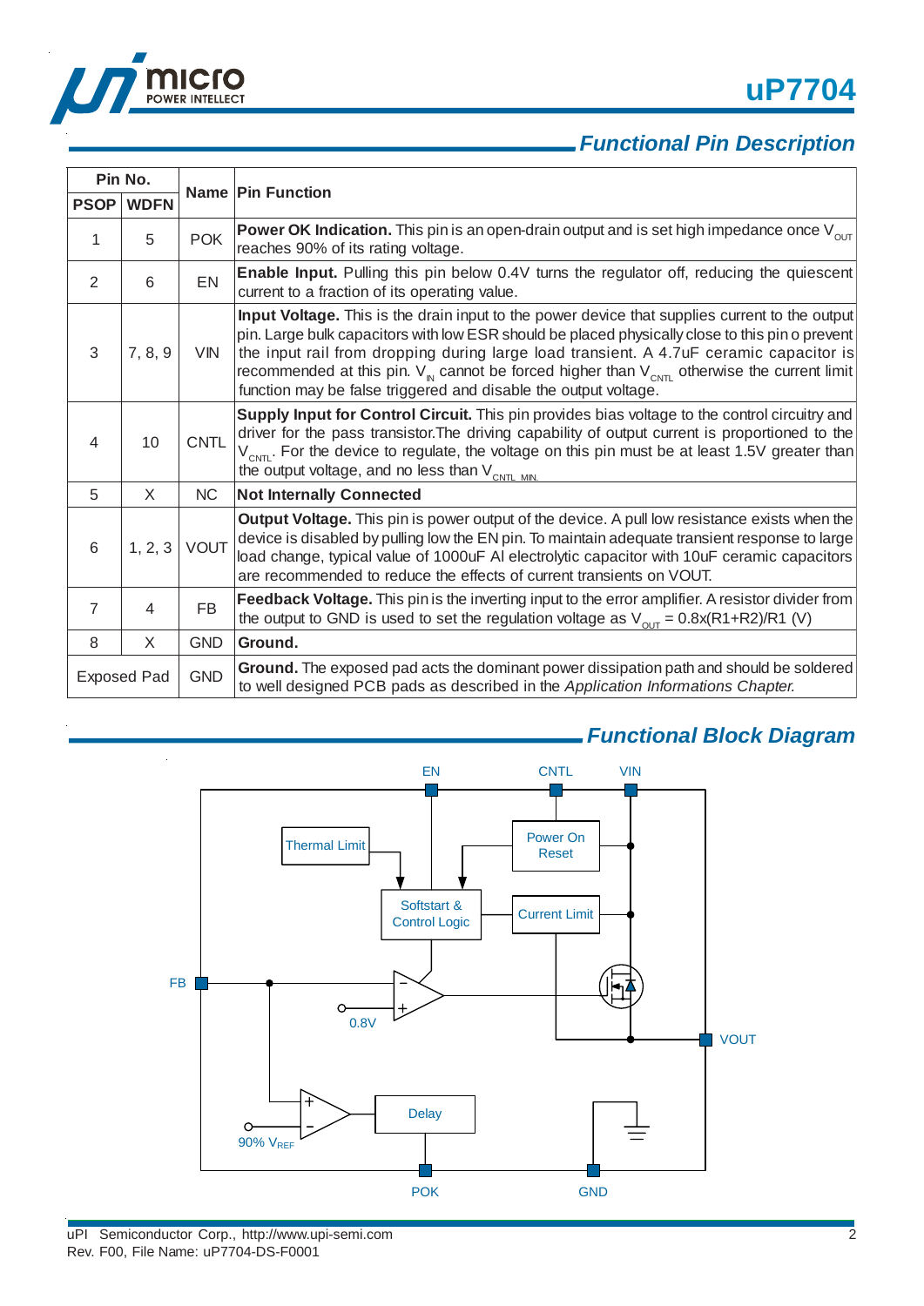## Functional Pin Description

| Pin No. | | Name | Pin Function |
|---|---|---|---|
| PSOP | WDFN | | |
| 1 | 5 | POK | **Power OK Indication.** This pin is an open-drain output and is set high impedance once $V_{OUT}$ reaches 90% of its rating voltage. |
| 2 | 6 | EN | **Enable Input.** Pulling this pin below 0.4V turns the regulator off, reducing the quiescent current to a fraction of its operating value. |
| 3 | 7, 8, 9 | VIN | **Input Voltage.** This is the drain input to the power device that supplies current to the output pin. Large bulk capacitors with low ESR should be placed physically close to this pin o prevent the input rail from dropping during large load transient. A 4.7uF ceramic capacitor is recommended at this pin. $V_{IN}$ cannot be forced higher than $V_{CNTL}$ otherwise the current limit function may be false triggered and disable the output voltage. |
| 4 | 10 | CNTL | **Supply Input for Control Circuit.** This pin provides bias voltage to the control circuitry and driver for the pass transistor.The driving capability of output current is proportioned to the $V_{CNTL}$. For the device to regulate, the voltage on this pin must be at least 1.5V greater than the output voltage, and no less than $V_{CNTL\_MIN.}$ |
| 5 | X | NC | **Not Internally Connected** |
| 6 | 1, 2, 3 | VOUT | **Output Voltage.** This pin is power output of the device. A pull low resistance exists when the device is disabled by pulling low the EN pin. To maintain adequate transient response to large load change, typical value of 1000uF Al electrolytic capacitor with 10uF ceramic capacitors are recommended to reduce the effects of current transients on VOUT. |
| 7 | 4 | FB | **Feedback Voltage.** This pin is the inverting input to the error amplifier. A resistor divider from the output to GND is used to set the regulation voltage as $V_{OUT}$ = 0.8x(R1+R2)/R1 (V) |
| 8 | X | GND | **Ground.** |
| Exposed Pad | | GND | **Ground.** The exposed pad acts the dominant power dissipation path and should be soldered to well designed PCB pads as described in the *Application Informations Chapter.* |

## Functional Block Diagram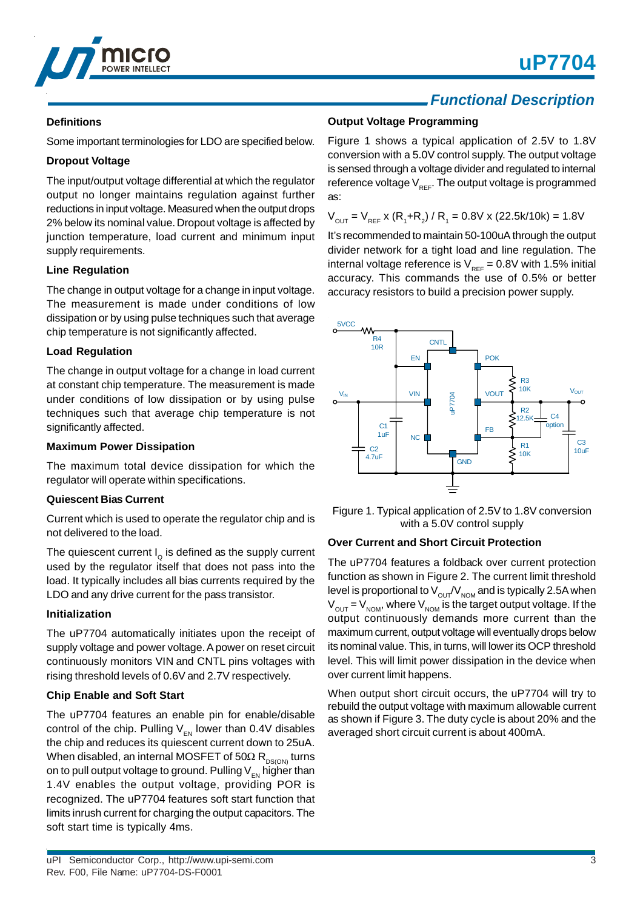## Functional Description

### Definitions

Some important terminologies for LDO are specified below.

### Dropout Voltage

The input/output voltage differential at which the regulator output no longer maintains regulation against further reductions in input voltage. Measured when the output drops 2% below its nominal value. Dropout voltage is affected by junction temperature, load current and minimum input supply requirements.

### Line Regulation

The change in output voltage for a change in input voltage. The measurement is made under conditions of low dissipation or by using pulse techniques such that average chip temperature is not significantly affected.

### Load Regulation

The change in output voltage for a change in load current at constant chip temperature. The measurement is made under conditions of low dissipation or by using pulse techniques such that average chip temperature is not significantly affected.

### Maximum Power Dissipation

The maximum total device dissipation for which the regulator will operate within specifications.

### Quiescent Bias Current

Current which is used to operate the regulator chip and is not delivered to the load.

The quiescent current $I_Q$ is defined as the supply current used by the regulator itself that does not pass into the load. It typically includes all bias currents required by the LDO and any drive current for the pass transistor.

### Initialization

The uP7704 automatically initiates upon the receipt of supply voltage and power voltage. A power on reset circuit continuously monitors VIN and CNTL pins voltages with rising threshold levels of 0.6V and 2.7V respectively.

### Chip Enable and Soft Start

The uP7704 features an enable pin for enable/disable control of the chip. Pulling $V_{EN}$ lower than 0.4V disables the chip and reduces its quiescent current down to 25uA. When disabled, an internal MOSFET of 50Ω $R_{DS(ON)}$ turns on to pull output voltage to ground. Pulling $V_{EN}$ higher than 1.4V enables the output voltage, providing POR is recognized. The uP7704 features soft start function that limits inrush current for charging the output capacitors. The soft start time is typically 4ms.

### Output Voltage Programming

Figure 1 shows a typical application of 2.5V to 1.8V conversion with a 5.0V control supply. The output voltage is sensed through a voltage divider and regulated to internal reference voltage $V_{REF}$. The output voltage is programmed as:

$$V_{OUT} = V_{REF} \times (R_1+R_2) / R_1 = 0.8V \times (22.5k/10k) = 1.8V$$

It's recommended to maintain 50-100uA through the output divider network for a tight load and line regulation. The internal voltage reference is $V_{REF}$ = 0.8V with 1.5% initial accuracy. This commands the use of 0.5% or better accuracy resistors to build a precision power supply.

Figure 1. Typical application of 2.5V to 1.8V conversion with a 5.0V control supply

### Over Current and Short Circuit Protection

The uP7704 features a foldback over current protection function as shown in Figure 2. The current limit threshold level is proportional to $V_{OUT}/V_{NOM}$ and is typically 2.5A when $V_{OUT} = V_{NOM}$, where $V_{NOM}$ is the target output voltage. If the output continuously demands more current than the maximum current, output voltage will eventually drops below its nominal value. This, in turns, will lower its OCP threshold level. This will limit power dissipation in the device when over current limit happens.

When output short circuit occurs, the uP7704 will try to rebuild the output voltage with maximum allowable current as shown if Figure 3. The duty cycle is about 20% and the averaged short circuit current is about 400mA.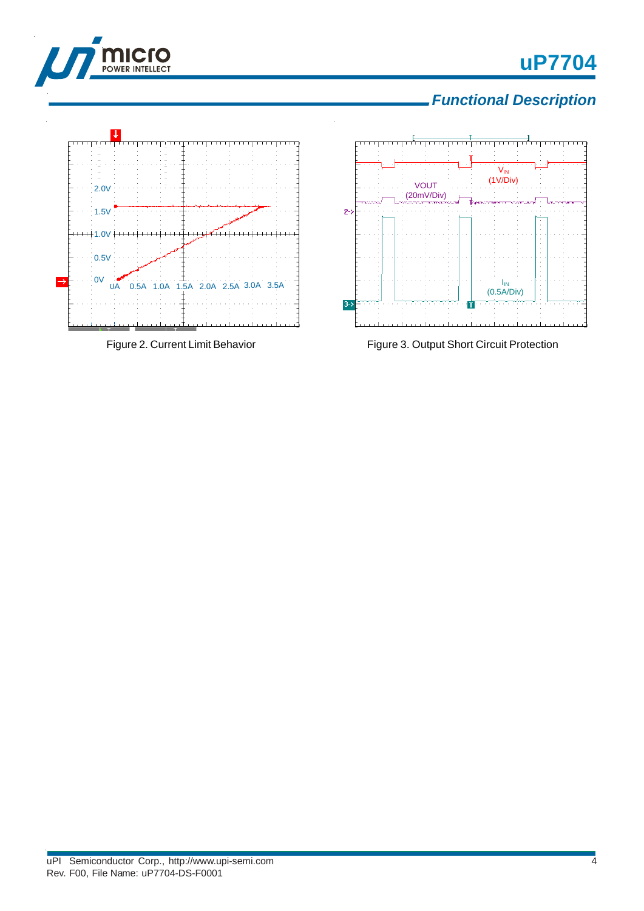## Functional Description

Figure 2. Current Limit Behavior

Figure 3. Output Short Circuit Protection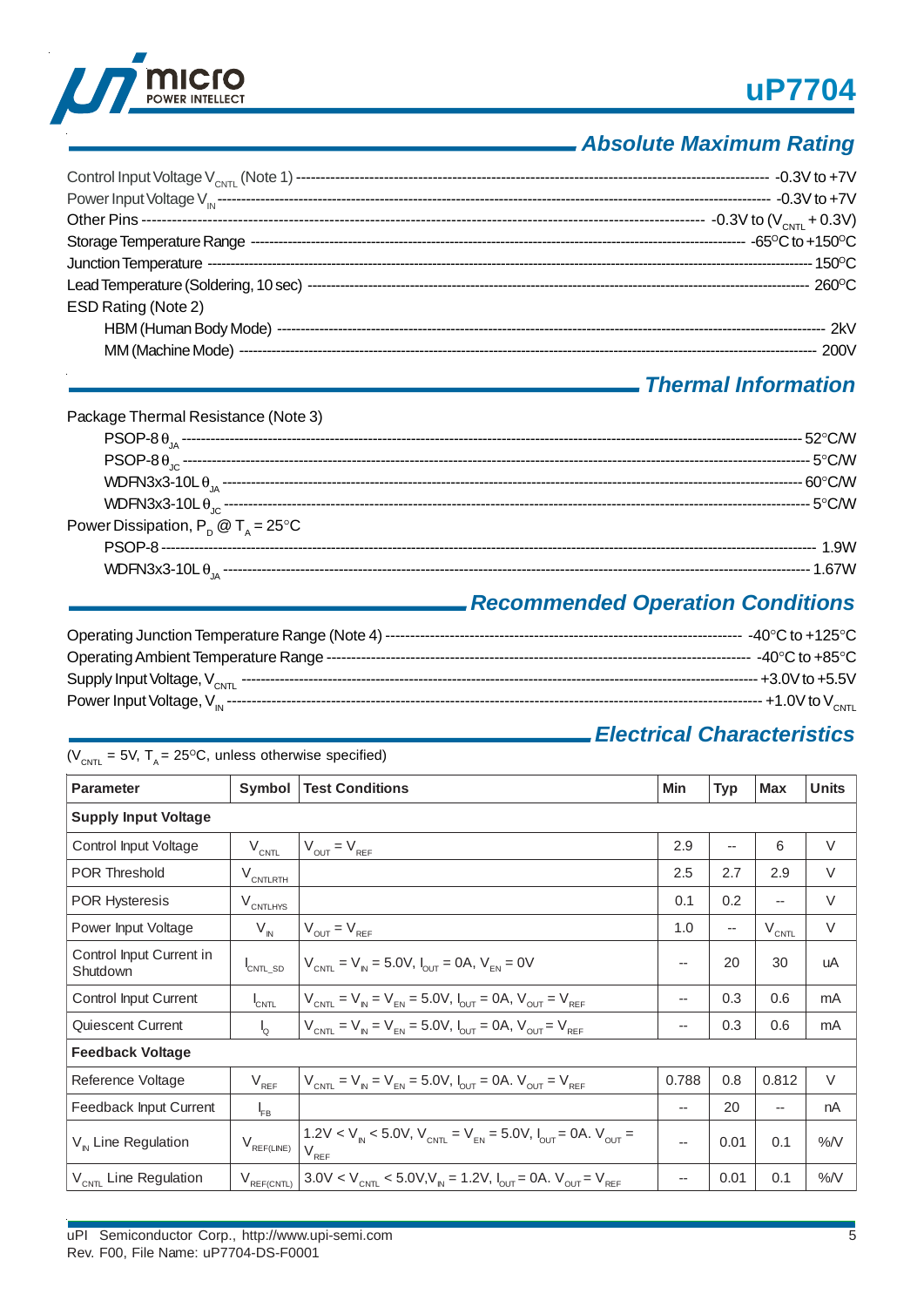## Absolute Maximum Rating

Control Input Voltage $V_{CNTL}$ (Note 1) ---------- -0.3V to +7V
Power Input Voltage $V_{IN}$ ---------- -0.3V to +7V
Other Pins ---------- -0.3V to ($V_{CNTL}$ + 0.3V)
Storage Temperature Range ---------- -65°C to +150°C
Junction Temperature ---------- 150°C
Lead Temperature (Soldering, 10 sec) ---------- 260°C
ESD Rating (Note 2)
- HBM (Human Body Mode) ---------- 2kV
- MM (Machine Mode) ---------- 200V

## Thermal Information

Package Thermal Resistance (Note 3)
- PSOP-8 $\theta_{JA}$ ---------- 52°C/W
- PSOP-8 $\theta_{JC}$ ---------- 5°C/W
- WDFN3x3-10L $\theta_{JA}$ ---------- 60°C/W
- WDFN3x3-10L $\theta_{JC}$ ---------- 5°C/W

Power Dissipation, $P_D$ @ $T_A$ = 25°C
- PSOP-8 ---------- 1.9W
- WDFN3x3-10L $\theta_{JA}$ ---------- 1.67W

## Recommended Operation Conditions

Operating Junction Temperature Range (Note 4) ---------- -40°C to +125°C
Operating Ambient Temperature Range ---------- -40°C to +85°C
Supply Input Voltage, $V_{CNTL}$ ---------- +3.0V to +5.5V
Power Input Voltage, $V_{IN}$ ---------- +1.0V to $V_{CNTL}$

## Electrical Characteristics

($V_{CNTL}$ = 5V, $T_A$ = 25°C, unless otherwise specified)

| Parameter | Symbol | Test Conditions | Min | Typ | Max | Units |
|---|---|---|---|---|---|---|
| **Supply Input Voltage** | | | | | | |
| Control Input Voltage | $V_{CNTL}$ | $V_{OUT} = V_{REF}$ | 2.9 | -- | 6 | V |
| POR Threshold | $V_{CNTLRTH}$ | | 2.5 | 2.7 | 2.9 | V |
| POR Hysteresis | $V_{CNTLHYS}$ | | 0.1 | 0.2 | -- | V |
| Power Input Voltage | $V_{IN}$ | $V_{OUT} = V_{REF}$ | 1.0 | -- | $V_{CNTL}$ | V |
| Control Input Current in Shutdown | $I_{CNTL\_SD}$ | $V_{CNTL} = V_{IN}$ = 5.0V, $I_{OUT}$ = 0A, $V_{EN}$ = 0V | -- | 20 | 30 | uA |
| Control Input Current | $I_{CNTL}$ | $V_{CNTL} = V_{IN} = V_{EN}$ = 5.0V, $I_{OUT}$ = 0A, $V_{OUT} = V_{REF}$ | -- | 0.3 | 0.6 | mA |
| Quiescent Current | $I_Q$ | $V_{CNTL} = V_{IN} = V_{EN}$ = 5.0V, $I_{OUT}$ = 0A, $V_{OUT} = V_{REF}$ | -- | 0.3 | 0.6 | mA |
| **Feedback Voltage** | | | | | | |
| Reference Voltage | $V_{REF}$ | $V_{CNTL} = V_{IN} = V_{EN}$ = 5.0V, $I_{OUT}$ = 0A. $V_{OUT} = V_{REF}$ | 0.788 | 0.8 | 0.812 | V |
| Feedback Input Current | $I_{FB}$ | | -- | 20 | -- | nA |
| $V_{IN}$ Line Regulation | $V_{REF(LINE)}$ | 1.2V < $V_{IN}$ < 5.0V, $V_{CNTL} = V_{EN}$ = 5.0V, $I_{OUT}$ = 0A. $V_{OUT} = V_{REF}$ | -- | 0.01 | 0.1 | %/V |
| $V_{CNTL}$ Line Regulation | $V_{REF(CNTL)}$ | 3.0V < $V_{CNTL}$ < 5.0V, $V_{IN}$ = 1.2V, $I_{OUT}$ = 0A. $V_{OUT} = V_{REF}$ | -- | 0.01 | 0.1 | %/V |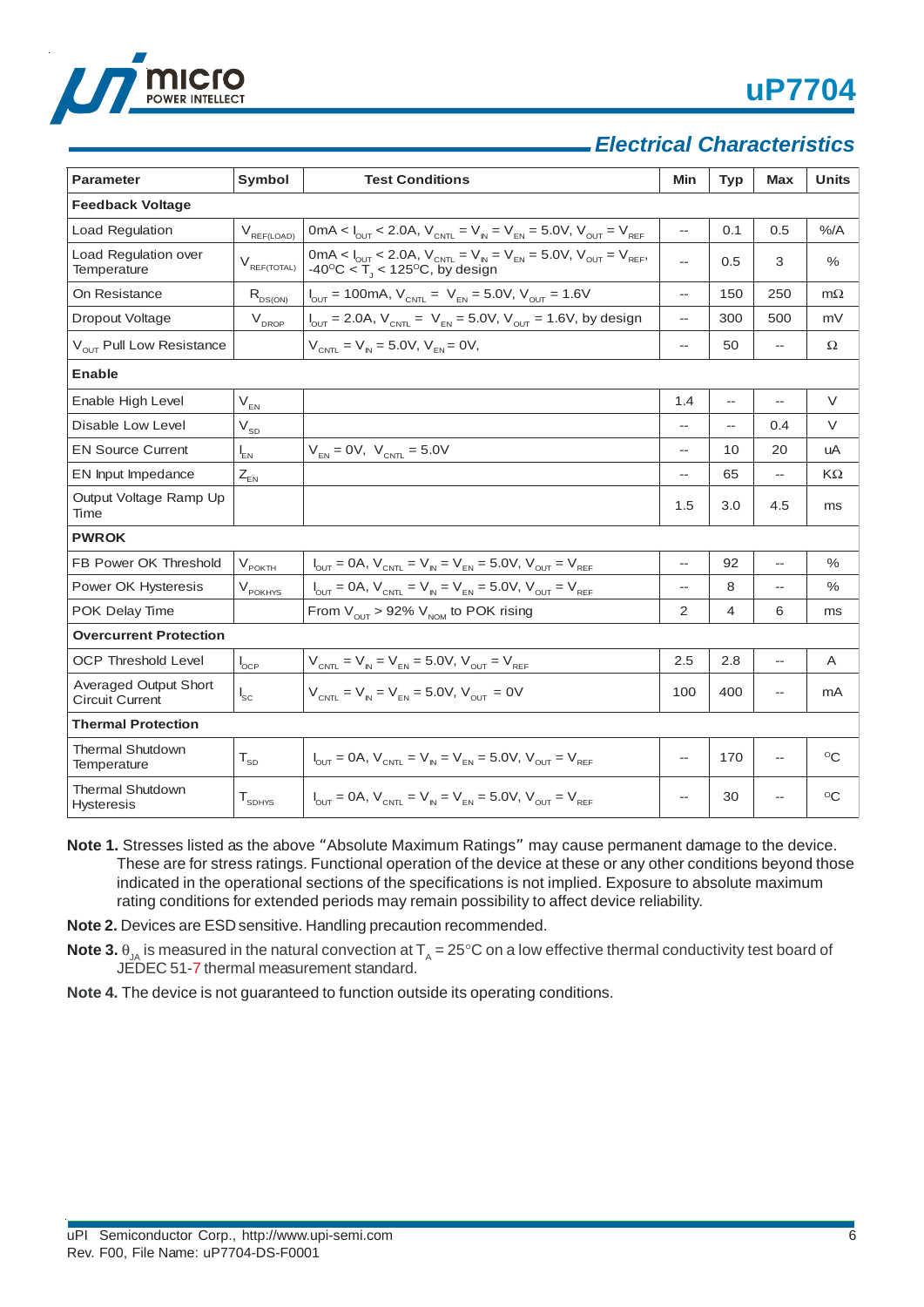## Electrical Characteristics

| Parameter | Symbol | Test Conditions | Min | Typ | Max | Units |
|---|---|---|---|---|---|---|
| **Feedback Voltage** | | | | | | |
| Load Regulation | $V_{REF(LOAD)}$ | $0mA < I_{OUT} < 2.0A$, $V_{CNTL} = V_{IN} = V_{EN} = 5.0V$, $V_{OUT} = V_{REF}$ | -- | 0.1 | 0.5 | %/A |
| Load Regulation over Temperature | $V_{REF(TOTAL)}$ | $0mA < I_{OUT} < 2.0A$, $V_{CNTL} = V_{IN} = V_{EN} = 5.0V$, $V_{OUT} = V_{REF}$, $-40^oC < T_J < 125^oC$, by design | -- | 0.5 | 3 | % |
| On Resistance | $R_{DS(ON)}$ | $I_{OUT} = 100mA$, $V_{CNTL} = V_{EN} = 5.0V$, $V_{OUT} = 1.6V$ | -- | 150 | 250 | mΩ |
| Dropout Voltage | $V_{DROP}$ | $I_{OUT} = 2.0A$, $V_{CNTL} = V_{EN} = 5.0V$, $V_{OUT} = 1.6V$, by design | -- | 300 | 500 | mV |
| $V_{OUT}$ Pull Low Resistance | | $V_{CNTL} = V_{IN} = 5.0V$, $V_{EN} = 0V$, | -- | 50 | -- | Ω |
| **Enable** | | | | | | |
| Enable High Level | $V_{EN}$ | | 1.4 | -- | -- | V |
| Disable Low Level | $V_{SD}$ | | -- | -- | 0.4 | V |
| EN Source Current | $I_{EN}$ | $V_{EN} = 0V$, $V_{CNTL} = 5.0V$ | -- | 10 | 20 | uA |
| EN Input Impedance | $Z_{EN}$ | | -- | 65 | -- | KΩ |
| Output Voltage Ramp Up Time | | | 1.5 | 3.0 | 4.5 | ms |
| **PWROK** | | | | | | |
| FB Power OK Threshold | $V_{POKTH}$ | $I_{OUT} = 0A$, $V_{CNTL} = V_{IN} = V_{EN} = 5.0V$, $V_{OUT} = V_{REF}$ | -- | 92 | -- | % |
| Power OK Hysteresis | $V_{POKHYS}$ | $I_{OUT} = 0A$, $V_{CNTL} = V_{IN} = V_{EN} = 5.0V$, $V_{OUT} = V_{REF}$ | -- | 8 | -- | % |
| POK Delay Time | | From $V_{OUT}$ > 92% $V_{NOM}$ to POK rising | 2 | 4 | 6 | ms |
| **Overcurrent Protection** | | | | | | |
| OCP Threshold Level | $I_{OCP}$ | $V_{CNTL} = V_{IN} = V_{EN} = 5.0V$, $V_{OUT} = V_{REF}$ | 2.5 | 2.8 | -- | A |
| Averaged Output Short Circuit Current | $I_{SC}$ | $V_{CNTL} = V_{IN} = V_{EN} = 5.0V$, $V_{OUT} = 0V$ | 100 | 400 | -- | mA |
| **Thermal Protection** | | | | | | |
| Thermal Shutdown Temperature | $T_{SD}$ | $I_{OUT} = 0A$, $V_{CNTL} = V_{IN} = V_{EN} = 5.0V$, $V_{OUT} = V_{REF}$ | -- | 170 | -- | °C |
| Thermal Shutdown Hysteresis | $T_{SDHYS}$ | $I_{OUT} = 0A$, $V_{CNTL} = V_{IN} = V_{EN} = 5.0V$, $V_{OUT} = V_{REF}$ | -- | 30 | -- | °C |

**Note 1.** Stresses listed as the above "Absolute Maximum Ratings" may cause permanent damage to the device. These are for stress ratings. Functional operation of the device at these or any other conditions beyond those indicated in the operational sections of the specifications is not implied. Exposure to absolute maximum rating conditions for extended periods may remain possibility to affect device reliability.

**Note 2.** Devices are ESD sensitive. Handling precaution recommended.

**Note 3.** $\theta_{JA}$ is measured in the natural convection at $T_A = 25°C$ on a low effective thermal conductivity test board of JEDEC 51-7 thermal measurement standard.

**Note 4.** The device is not guaranteed to function outside its operating conditions.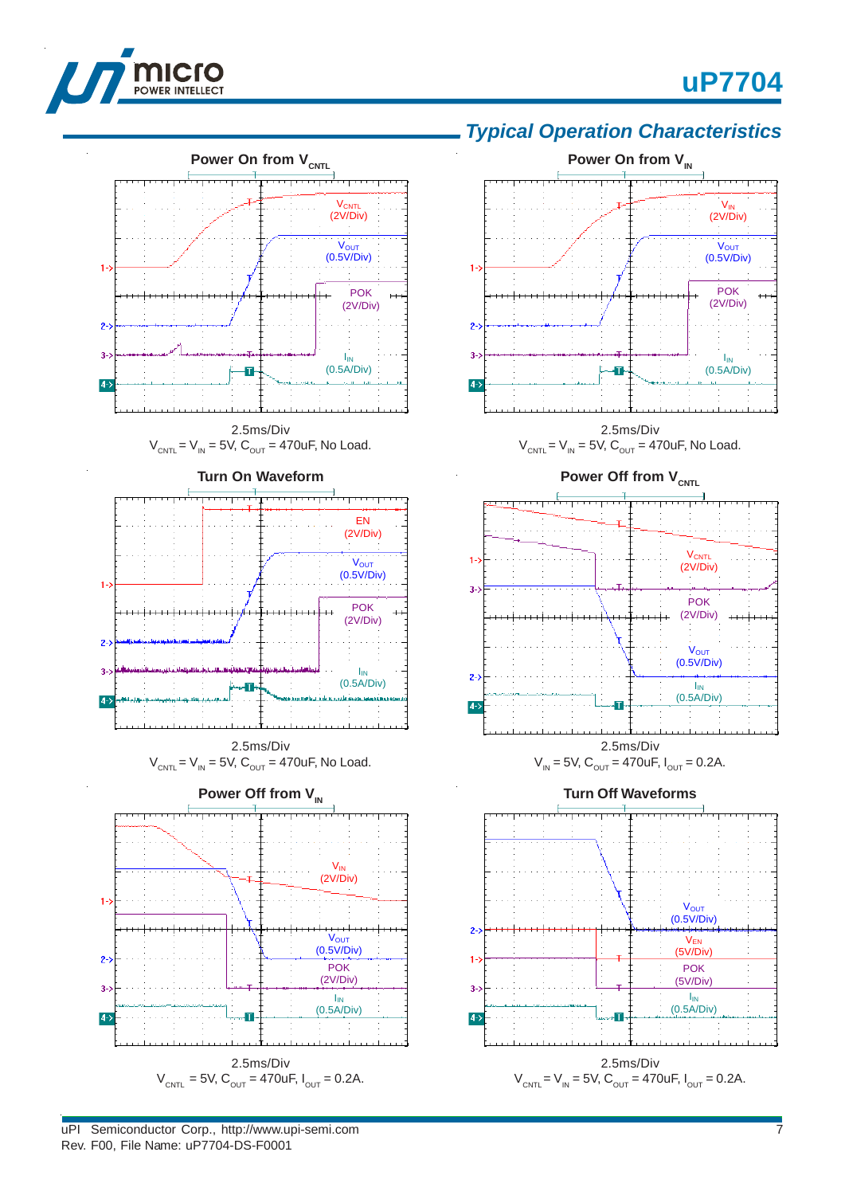## Typical Operation Characteristics

**Power On from $V_{CNTL}$**

$V_{CNTL}$ (2V/Div)
$V_{OUT}$ (0.5V/Div)
POK (2V/Div)
$I_{IN}$ (0.5A/Div)

2.5ms/Div
$V_{CNTL}$ = $V_{IN}$ = 5V, $C_{OUT}$ = 470uF, No Load.

**Power On from $V_{IN}$**

$V_{IN}$ (2V/Div)
$V_{OUT}$ (0.5V/Div)
POK (2V/Div)
$I_{IN}$ (0.5A/Div)

2.5ms/Div
$V_{CNTL}$ = $V_{IN}$ = 5V, $C_{OUT}$ = 470uF, No Load.

**Turn On Waveform**

EN (2V/Div)
$V_{OUT}$ (0.5V/Div)
POK (2V/Div)
$I_{IN}$ (0.5A/Div)

2.5ms/Div
$V_{CNTL}$ = $V_{IN}$ = 5V, $C_{OUT}$ = 470uF, No Load.

**Power Off from $V_{CNTL}$**

$V_{CNTL}$ (2V/Div)
POK (2V/Div)
$V_{OUT}$ (0.5V/Div)
$I_{IN}$ (0.5A/Div)

2.5ms/Div
$V_{IN}$ = 5V, $C_{OUT}$ = 470uF, $I_{OUT}$ = 0.2A.

**Power Off from $V_{IN}$**

$V_{IN}$ (2V/Div)
$V_{OUT}$ (0.5V/Div)
POK (2V/Div)
$I_{IN}$ (0.5A/Div)

2.5ms/Div
$V_{CNTL}$ = 5V, $C_{OUT}$ = 470uF, $I_{OUT}$ = 0.2A.

**Turn Off Waveforms**

$V_{OUT}$ (0.5V/Div)
$V_{EN}$ (5V/Div)
POK (5V/Div)
$I_{IN}$ (0.5A/Div)

2.5ms/Div
$V_{CNTL}$ = $V_{IN}$ = 5V, $C_{OUT}$ = 470uF, $I_{OUT}$ = 0.2A.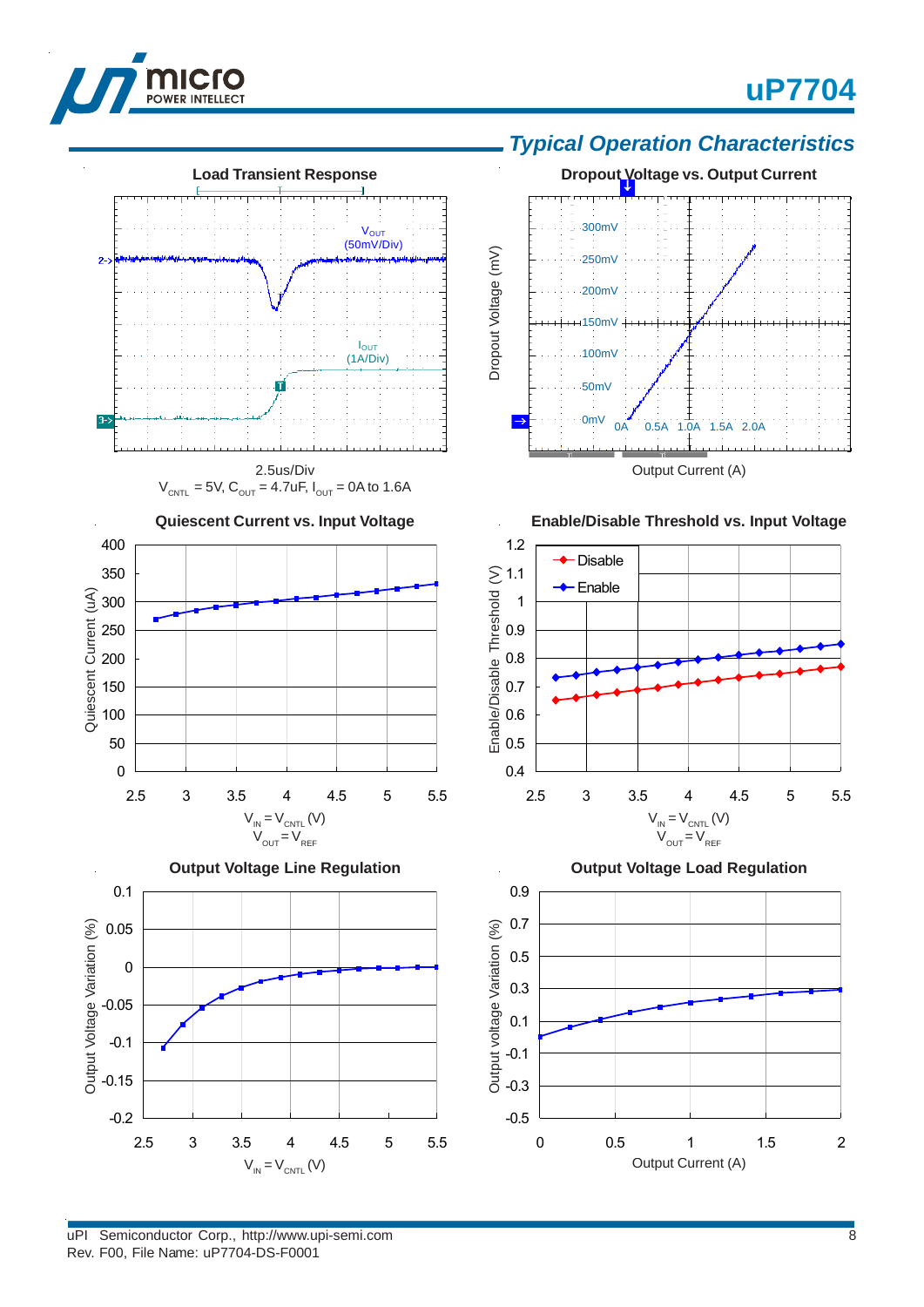## Typical Operation Characteristics

**Load Transient Response**

$V_{OUT}$ (50mV/Div)

$I_{OUT}$ (1A/Div)

2.5us/Div

$V_{CNTL}$ = 5V, $C_{OUT}$ = 4.7uF, $I_{OUT}$ = 0A to 1.6A

**Dropout Voltage vs. Output Current**

Dropout Voltage (mV): 0mV, 50mV, 100mV, 150mV, 200mV, 250mV, 300mV

Output Current (A): 0A, 0.5A, 1.0A, 1.5A, 2.0A

**Quiescent Current vs. Input Voltage**

Quiescent Current (uA)

$V_{IN} = V_{CNTL}$ (V)

$V_{OUT} = V_{REF}$

**Enable/Disable Threshold vs. Input Voltage**

Enable/Disable Threshold (V)

Disable

Enable

$V_{IN} = V_{CNTL}$ (V)

$V_{OUT} = V_{REF}$

**Output Voltage Line Regulation**

Output Voltage Variation (%)

$V_{IN} = V_{CNTL}$ (V)

**Output Voltage Load Regulation**

Output voltage Variation (%)

Output Current (A)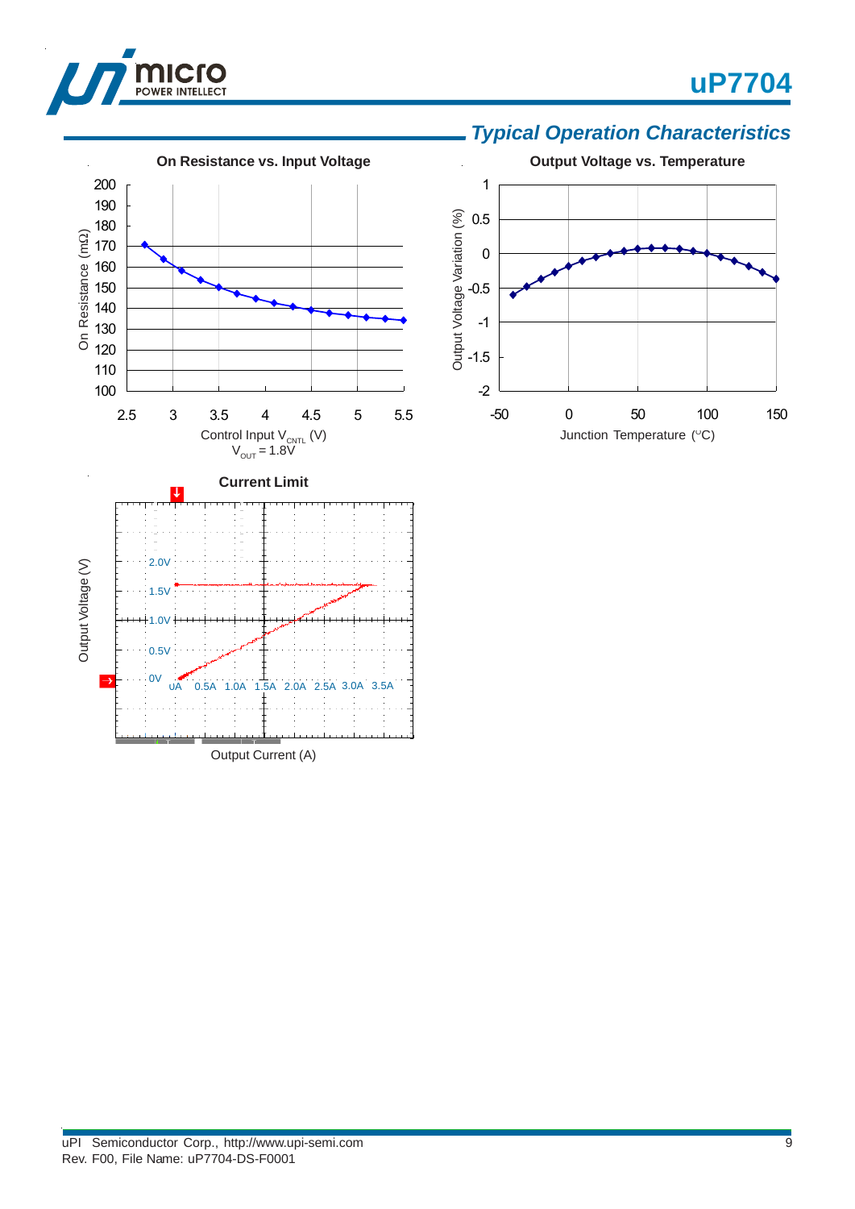## Typical Operation Characteristics

**On Resistance vs. Input Voltage**

On Resistance (mΩ) vs. Control Input $V_{CNTL}$ (V)

$V_{OUT}$ = 1.8V

**Output Voltage vs. Temperature**

Output Voltage Variation (%) vs. Junction Temperature (°C)

**Current Limit**

Output Voltage (V) vs. Output Current (A)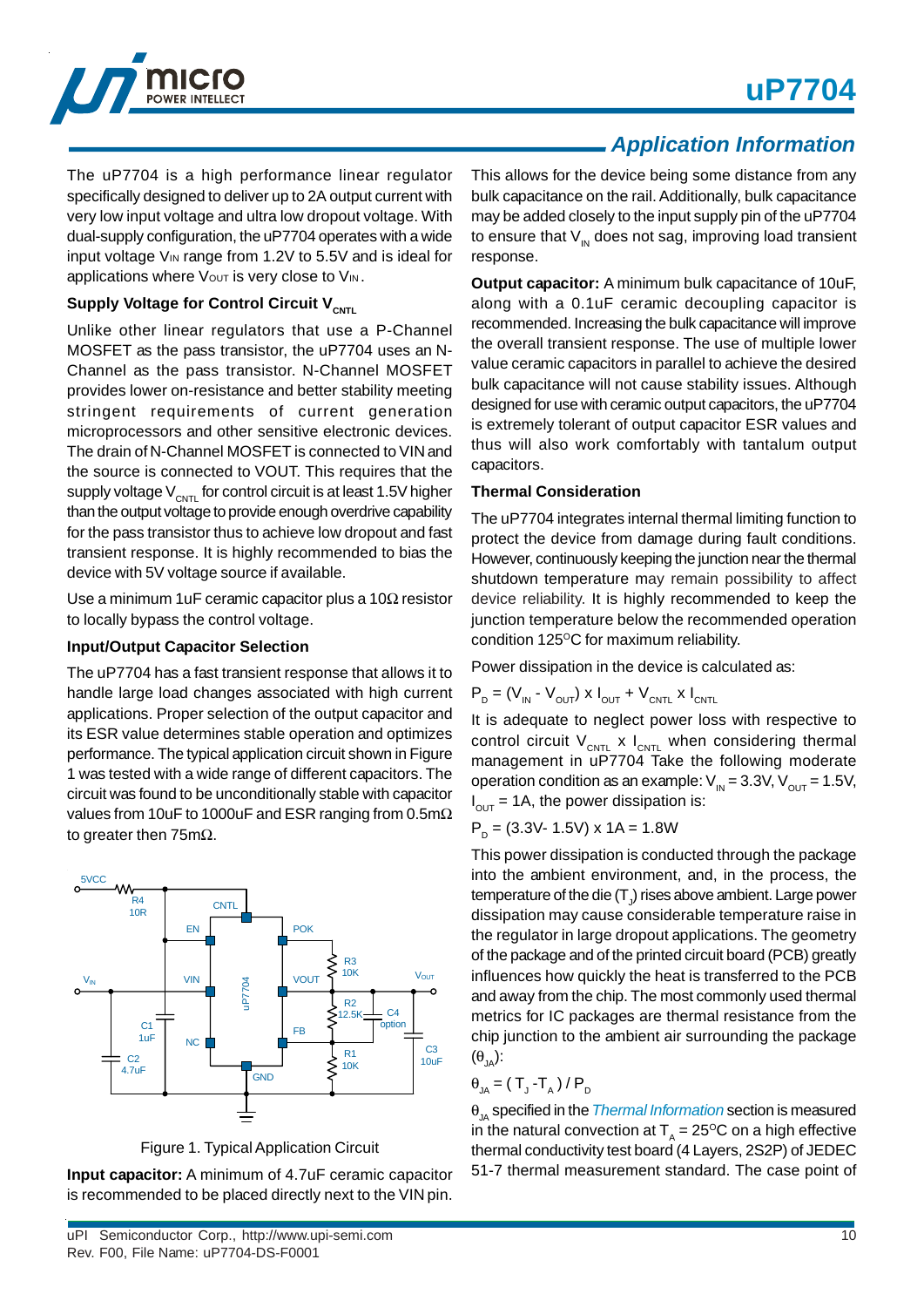## Application Information

The uP7704 is a high performance linear regulator specifically designed to deliver up to 2A output current with very low input voltage and ultra low dropout voltage. With dual-supply configuration, the uP7704 operates with a wide input voltage $V_{IN}$ range from 1.2V to 5.5V and is ideal for applications where $V_{OUT}$ is very close to $V_{IN}$.

### Supply Voltage for Control Circuit $V_{CNTL}$

Unlike other linear regulators that use a P-Channel MOSFET as the pass transistor, the uP7704 uses an N-Channel as the pass transistor. N-Channel MOSFET provides lower on-resistance and better stability meeting stringent requirements of current generation microprocessors and other sensitive electronic devices. The drain of N-Channel MOSFET is connected to VIN and the source is connected to VOUT. This requires that the supply voltage $V_{CNTL}$ for control circuit is at least 1.5V higher than the output voltage to provide enough overdrive capability for the pass transistor thus to achieve low dropout and fast transient response. It is highly recommended to bias the device with 5V voltage source if available.

Use a minimum 1uF ceramic capacitor plus a 10Ω resistor to locally bypass the control voltage.

### Input/Output Capacitor Selection

The uP7704 has a fast transient response that allows it to handle large load changes associated with high current applications. Proper selection of the output capacitor and its ESR value determines stable operation and optimizes performance. The typical application circuit shown in Figure 1 was tested with a wide range of different capacitors. The circuit was found to be unconditionally stable with capacitor values from 10uF to 1000uF and ESR ranging from 0.5mΩ to greater then 75mΩ.

Figure 1. Typical Application Circuit

**Input capacitor:** A minimum of 4.7uF ceramic capacitor is recommended to be placed directly next to the VIN pin. This allows for the device being some distance from any bulk capacitance on the rail. Additionally, bulk capacitance may be added closely to the input supply pin of the uP7704 to ensure that $V_{IN}$ does not sag, improving load transient response.

**Output capacitor:** A minimum bulk capacitance of 10uF, along with a 0.1uF ceramic decoupling capacitor is recommended. Increasing the bulk capacitance will improve the overall transient response. The use of multiple lower value ceramic capacitors in parallel to achieve the desired bulk capacitance will not cause stability issues. Although designed for use with ceramic output capacitors, the uP7704 is extremely tolerant of output capacitor ESR values and thus will also work comfortably with tantalum output capacitors.

### Thermal Consideration

The uP7704 integrates internal thermal limiting function to protect the device from damage during fault conditions. However, continuously keeping the junction near the thermal shutdown temperature may remain possibility to affect device reliability. It is highly recommended to keep the junction temperature below the recommended operation condition 125°C for maximum reliability.

Power dissipation in the device is calculated as:

$$P_D = (V_{IN} - V_{OUT}) \times I_{OUT} + V_{CNTL} \times I_{CNTL}$$

It is adequate to neglect power loss with respective to control circuit $V_{CNTL} \times I_{CNTL}$ when considering thermal management in uP7704 Take the following moderate operation condition as an example: $V_{IN} = 3.3V$, $V_{OUT} = 1.5V$, $I_{OUT} = 1A$, the power dissipation is:

$$P_D = (3.3V - 1.5V) \times 1A = 1.8W$$

This power dissipation is conducted through the package into the ambient environment, and, in the process, the temperature of the die ($T_J$) rises above ambient. Large power dissipation may cause considerable temperature raise in the regulator in large dropout applications. The geometry of the package and of the printed circuit board (PCB) greatly influences how quickly the heat is transferred to the PCB and away from the chip. The most commonly used thermal metrics for IC packages are thermal resistance from the chip junction to the ambient air surrounding the package ($\theta_{JA}$):

$$\theta_{JA} = (T_J - T_A) / P_D$$

$\theta_{JA}$ specified in the *Thermal Information* section is measured in the natural convection at $T_A = 25°C$ on a high effective thermal conductivity test board (4 Layers, 2S2P) of JEDEC 51-7 thermal measurement standard. The case point of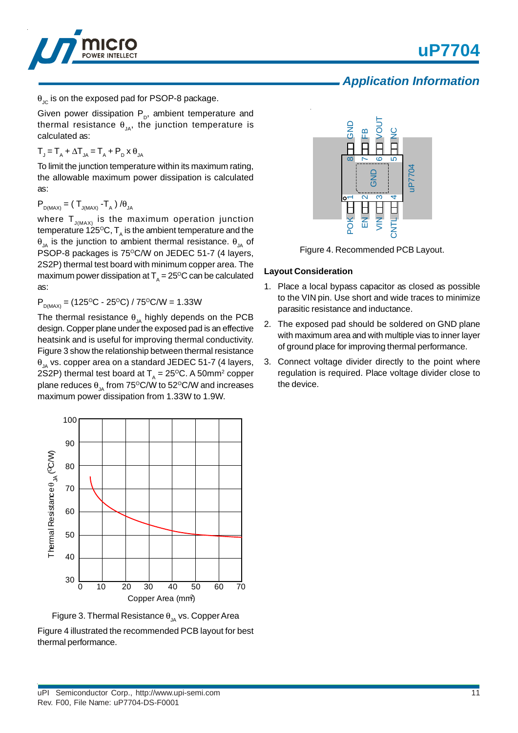## Application Information

$\theta_{JC}$ is on the exposed pad for PSOP-8 package.

Given power dissipation $P_D$, ambient temperature and thermal resistance $\theta_{JA}$, the junction temperature is calculated as:

$$T_J = T_A + \Delta T_{JA} = T_A + P_D \times \theta_{JA}$$

To limit the junction temperature within its maximum rating, the allowable maximum power dissipation is calculated as:

$$P_{D(MAX)} = (T_{J(MAX)} - T_A) / \theta_{JA}$$

where $T_{J(MAX)}$ is the maximum operation junction temperature 125°C, $T_A$ is the ambient temperature and the $\theta_{JA}$ is the junction to ambient thermal resistance. $\theta_{JA}$ of PSOP-8 packages is 75°C/W on JEDEC 51-7 (4 layers, 2S2P) thermal test board with minimum copper area. The maximum power dissipation at $T_A$ = 25°C can be calculated as:

$$P_{D(MAX)} = (125^{\circ}C - 25^{\circ}C) / 75^{\circ}C/W = 1.33W$$

The thermal resistance $\theta_{JA}$ highly depends on the PCB design. Copper plane under the exposed pad is an effective heatsink and is useful for improving thermal conductivity. Figure 3 show the relationship between thermal resistance $\theta_{JA}$ vs. copper area on a standard JEDEC 51-7 (4 layers, 2S2P) thermal test board at $T_A$ = 25°C. A 50mm$^2$ copper plane reduces $\theta_{JA}$ from 75°C/W to 52°C/W and increases maximum power dissipation from 1.33W to 1.9W.

Figure 3. Thermal Resistance $\theta_{JA}$ vs. Copper Area

Figure 4 illustrated the recommended PCB layout for best thermal performance.

Figure 4. Recommended PCB Layout.

### Layout Consideration

1. Place a local bypass capacitor as closed as possible to the VIN pin. Use short and wide traces to minimize parasitic resistance and inductance.
2. The exposed pad should be soldered on GND plane with maximum area and with multiple vias to inner layer of ground place for improving thermal performance.
3. Connect voltage divider directly to the point where regulation is required. Place voltage divider close to the device.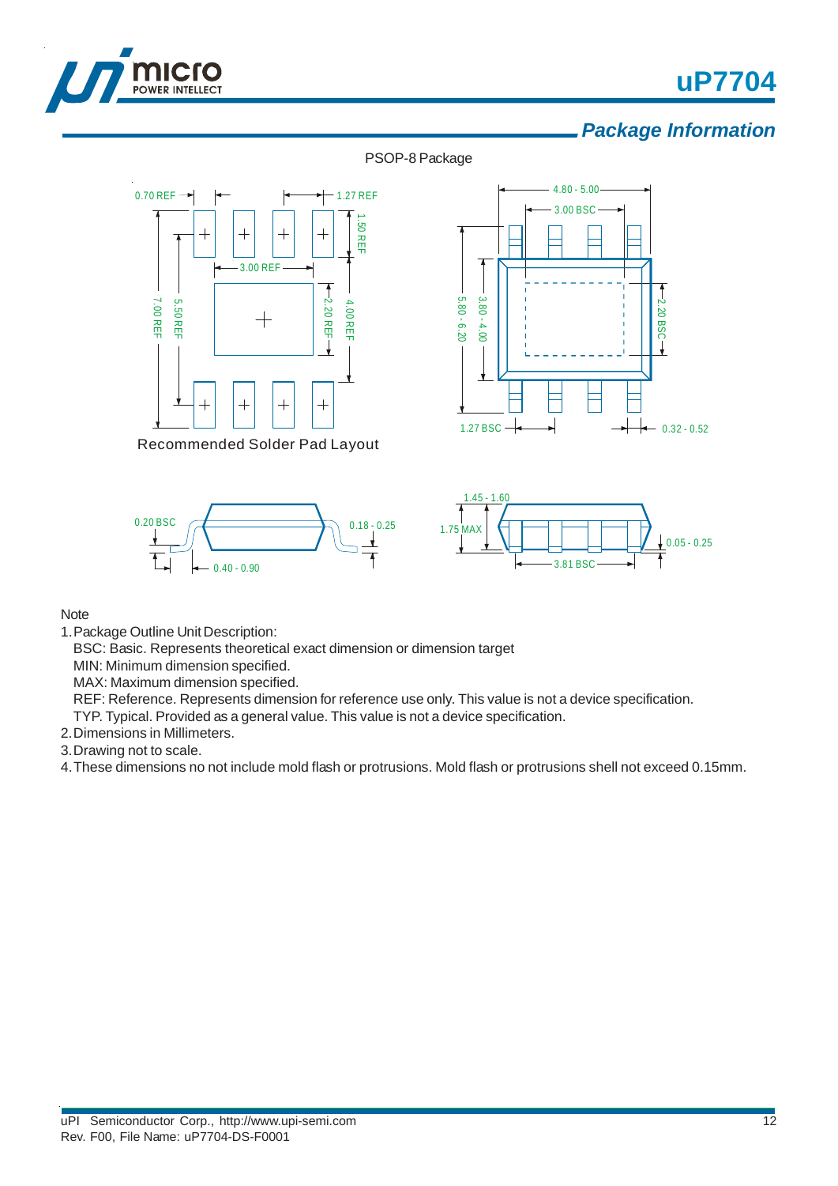## Package Information

PSOP-8 Package

Recommended Solder Pad Layout

Note

1. Package Outline Unit Description:

   BSC: Basic. Represents theoretical exact dimension or dimension target

   MIN: Minimum dimension specified.

   MAX: Maximum dimension specified.

   REF: Reference. Represents dimension for reference use only. This value is not a device specification.

   TYP. Typical. Provided as a general value. This value is not a device specification.

2. Dimensions in Millimeters.
3. Drawing not to scale.
4. These dimensions no not include mold flash or protrusions. Mold flash or protrusions shell not exceed 0.15mm.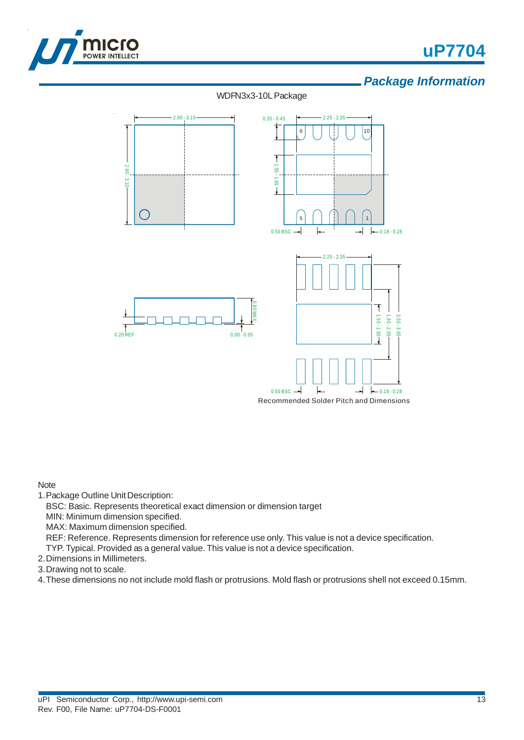## Package Information

WDFN3x3-10L Package

2.90 - 3.10

2.90 - 3.10

0.35 - 0.45

2.25 - 2.35

6

10

1.55 - 1.65

5

1

0.50 BSC

0.18 - 0.28

0.20 REF

0.80 MAX

0.00 - 0.05

2.25 - 2.35

1.55 - 1.65

1.95 - 2.05

3.55 - 3.65

0.50 BSC

0.18 - 0.28

Recommended Solder Pitch and Dimensions

Note

1. Package Outline Unit Description:
   BSC: Basic. Represents theoretical exact dimension or dimension target
   MIN: Minimum dimension specified.
   MAX: Maximum dimension specified.
   REF: Reference. Represents dimension for reference use only. This value is not a device specification.
   TYP. Typical. Provided as a general value. This value is not a device specification.
2. Dimensions in Millimeters.
3. Drawing not to scale.
4. These dimensions no not include mold flash or protrusions. Mold flash or protrusions shell not exceed 0.15mm.

uPI Semiconductor Corp., http://www.upi-semi.com
Rev. F00, File Name: uP7704-DS-F0001